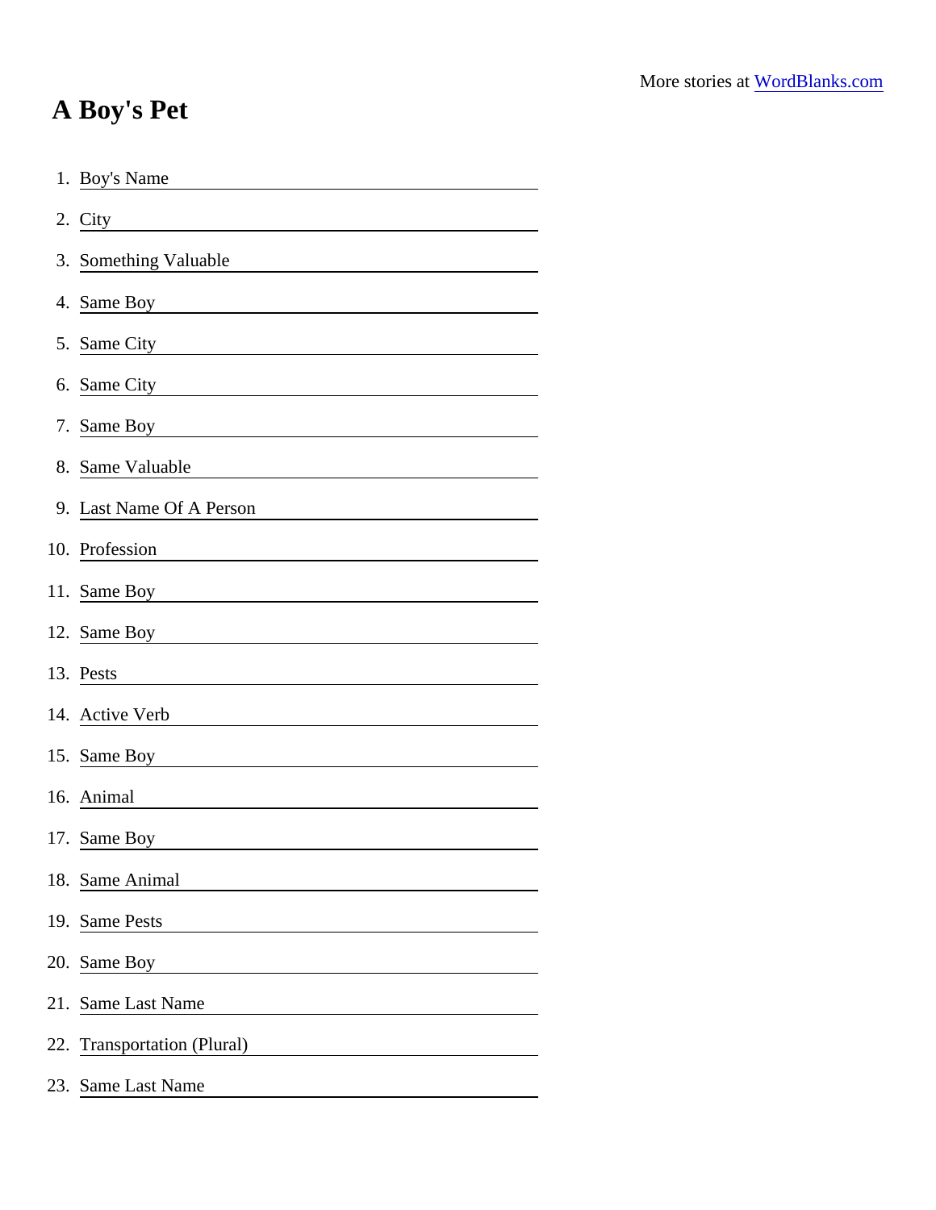More stories at WordBlanks.com

# A Boy's Pet

1. Boy's Name ____________________
2. City ____________________
3. Something Valuable ____________________
4. Same Boy ____________________
5. Same City ____________________
6. Same City ____________________
7. Same Boy ____________________
8. Same Valuable ____________________
9. Last Name Of A Person ____________________
10. Profession ____________________
11. Same Boy ____________________
12. Same Boy ____________________
13. Pests ____________________
14. Active Verb ____________________
15. Same Boy ____________________
16. Animal ____________________
17. Same Boy ____________________
18. Same Animal ____________________
19. Same Pests ____________________
20. Same Boy ____________________
21. Same Last Name ____________________
22. Transportation (Plural) ____________________
23. Same Last Name ____________________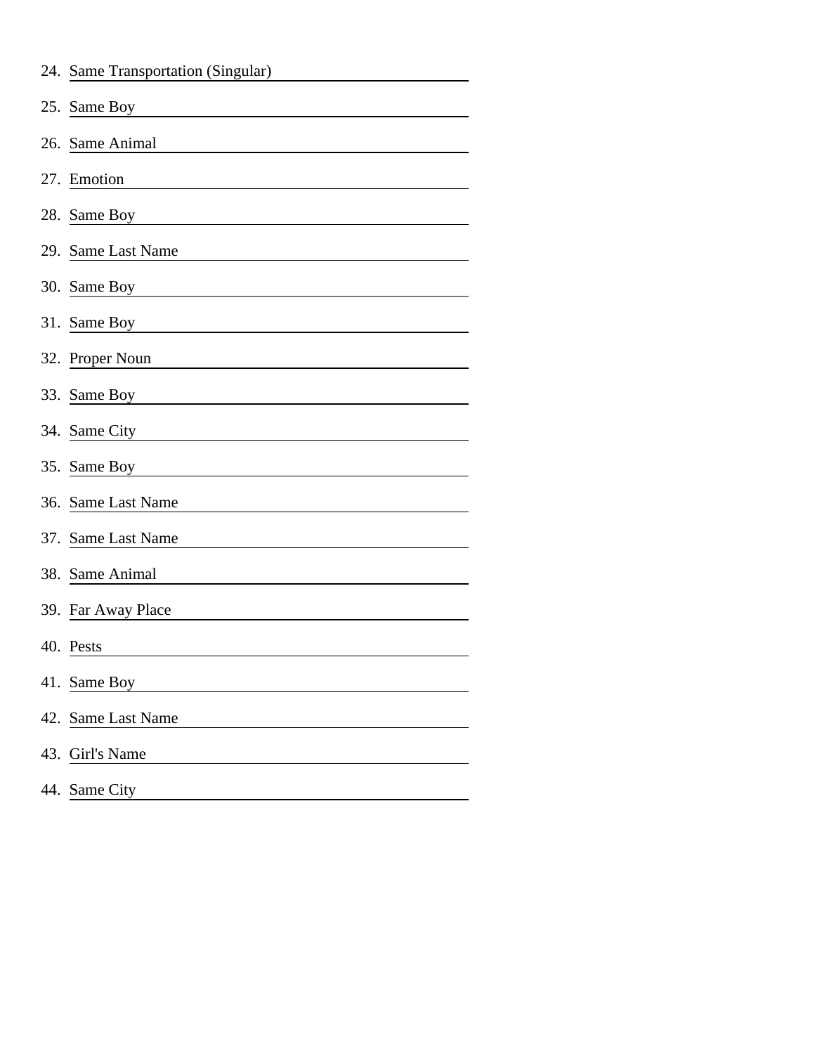24. Same Transportation (Singular) \_\_\_\_\_\_\_\_\_\_\_\_\_\_\_\_\_\_\_\_
25. Same Boy \_\_\_\_\_\_\_\_\_\_\_\_\_\_\_\_\_\_\_\_
26. Same Animal \_\_\_\_\_\_\_\_\_\_\_\_\_\_\_\_\_\_\_\_
27. Emotion \_\_\_\_\_\_\_\_\_\_\_\_\_\_\_\_\_\_\_\_
28. Same Boy \_\_\_\_\_\_\_\_\_\_\_\_\_\_\_\_\_\_\_\_
29. Same Last Name \_\_\_\_\_\_\_\_\_\_\_\_\_\_\_\_\_\_\_\_
30. Same Boy \_\_\_\_\_\_\_\_\_\_\_\_\_\_\_\_\_\_\_\_
31. Same Boy \_\_\_\_\_\_\_\_\_\_\_\_\_\_\_\_\_\_\_\_
32. Proper Noun \_\_\_\_\_\_\_\_\_\_\_\_\_\_\_\_\_\_\_\_
33. Same Boy \_\_\_\_\_\_\_\_\_\_\_\_\_\_\_\_\_\_\_\_
34. Same City \_\_\_\_\_\_\_\_\_\_\_\_\_\_\_\_\_\_\_\_
35. Same Boy \_\_\_\_\_\_\_\_\_\_\_\_\_\_\_\_\_\_\_\_
36. Same Last Name \_\_\_\_\_\_\_\_\_\_\_\_\_\_\_\_\_\_\_\_
37. Same Last Name \_\_\_\_\_\_\_\_\_\_\_\_\_\_\_\_\_\_\_\_
38. Same Animal \_\_\_\_\_\_\_\_\_\_\_\_\_\_\_\_\_\_\_\_
39. Far Away Place \_\_\_\_\_\_\_\_\_\_\_\_\_\_\_\_\_\_\_\_
40. Pests \_\_\_\_\_\_\_\_\_\_\_\_\_\_\_\_\_\_\_\_
41. Same Boy \_\_\_\_\_\_\_\_\_\_\_\_\_\_\_\_\_\_\_\_
42. Same Last Name \_\_\_\_\_\_\_\_\_\_\_\_\_\_\_\_\_\_\_\_
43. Girl's Name \_\_\_\_\_\_\_\_\_\_\_\_\_\_\_\_\_\_\_\_
44. Same City \_\_\_\_\_\_\_\_\_\_\_\_\_\_\_\_\_\_\_\_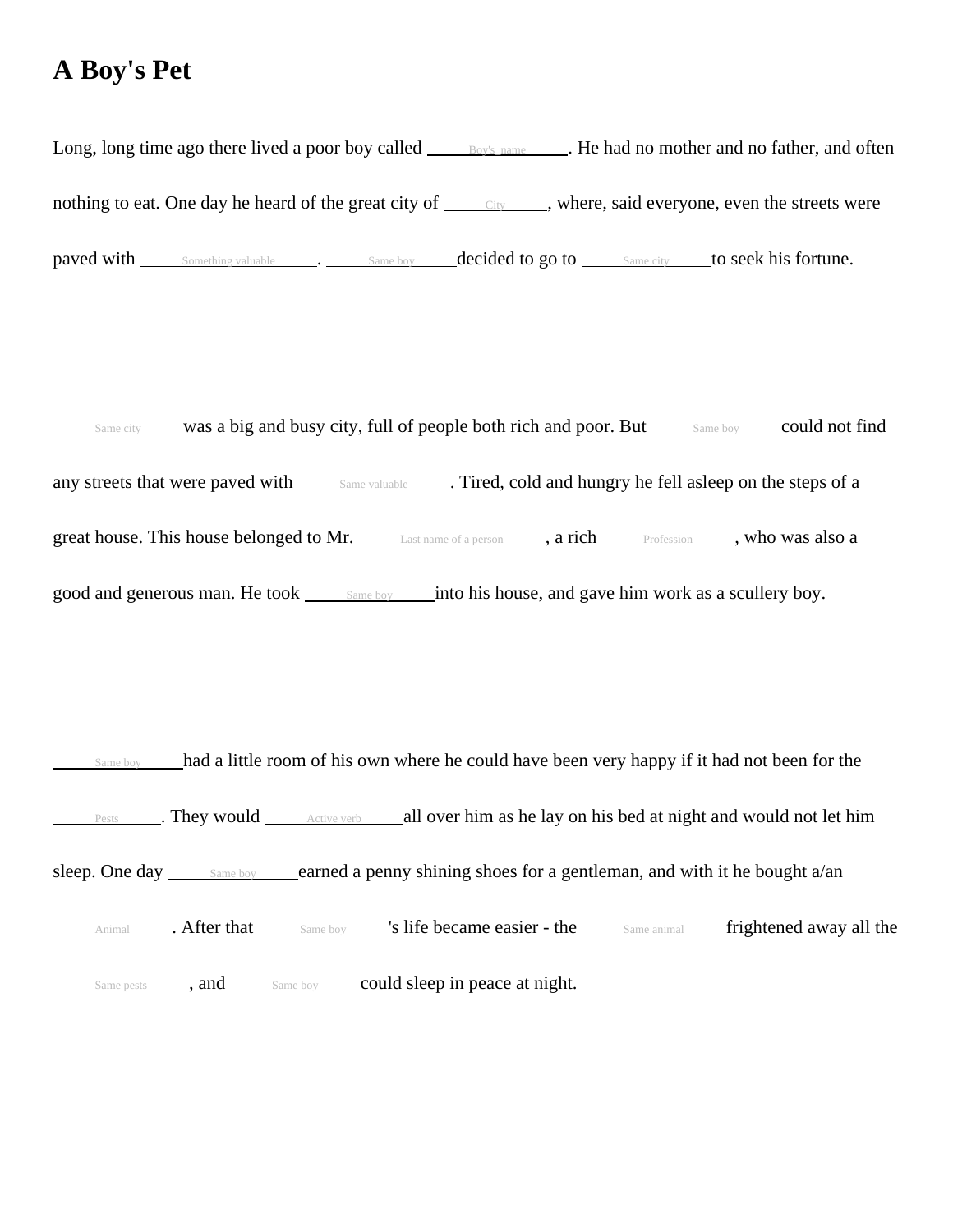# A Boy's Pet

Long, long time ago there lived a poor boy called \_\_\_\_Boy's name\_\_\_\_. He had no mother and no father, and often nothing to eat. One day he heard of the great city of \_\_\_\_City\_\_\_\_, where, said everyone, even the streets were paved with \_\_\_\_Something valuable\_\_\_\_. \_\_\_\_Same boy\_\_\_\_ decided to go to \_\_\_\_Same city\_\_\_\_ to seek his fortune.

\_\_\_\_Same city\_\_\_\_ was a big and busy city, full of people both rich and poor. But \_\_\_\_Same boy\_\_\_\_ could not find any streets that were paved with \_\_\_\_Same valuable\_\_\_\_. Tired, cold and hungry he fell asleep on the steps of a great house. This house belonged to Mr. \_\_\_\_Last name of a person\_\_\_\_, a rich \_\_\_\_Profession\_\_\_\_, who was also a good and generous man. He took \_\_\_\_Same boy\_\_\_\_ into his house, and gave him work as a scullery boy.

\_\_\_\_Same boy\_\_\_\_ had a little room of his own where he could have been very happy if it had not been for the \_\_\_\_Pests\_\_\_\_. They would \_\_\_\_Active verb\_\_\_\_ all over him as he lay on his bed at night and would not let him sleep. One day \_\_\_\_Same boy\_\_\_\_ earned a penny shining shoes for a gentleman, and with it he bought a/an \_\_\_\_Animal\_\_\_\_. After that \_\_\_\_Same boy\_\_\_\_'s life became easier - the \_\_\_\_Same animal\_\_\_\_ frightened away all the \_\_\_\_Same pests\_\_\_\_, and \_\_\_\_Same boy\_\_\_\_ could sleep in peace at night.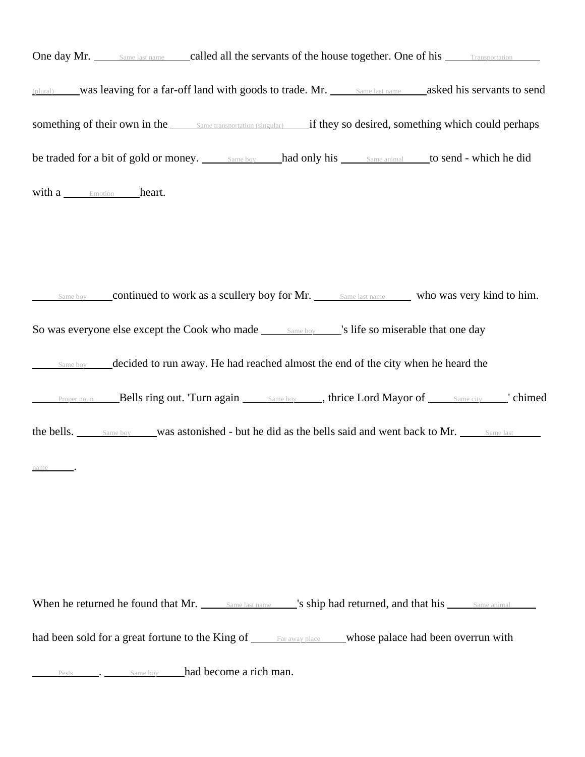One day Mr. ______Same last name______ called all the servants of the house together. One of his ______Transportation (plural)______ was leaving for a far-off land with goods to trade. Mr. ______Same last name______ asked his servants to send something of their own in the ______Same transportation (singular)______ if they so desired, something which could perhaps be traded for a bit of gold or money. ______Same boy______ had only his ______Same animal______ to send - which he did with a ______Emotion______ heart.

______Same boy______ continued to work as a scullery boy for Mr. ______Same last name______ who was very kind to him. So was everyone else except the Cook who made ______Same boy______'s life so miserable that one day ______Same boy______ decided to run away. He had reached almost the end of the city when he heard the ______Proper noun______ Bells ring out. 'Turn again ______Same boy______, thrice Lord Mayor of ______Same city______' chimed the bells. ______Same boy______ was astonished - but he did as the bells said and went back to Mr. ______Same last name______.

When he returned he found that Mr. ______Same last name______'s ship had returned, and that his ______Same animal______ had been sold for a great fortune to the King of ______Far away place______ whose palace had been overrun with ______Pests______. ______Same boy______ had become a rich man.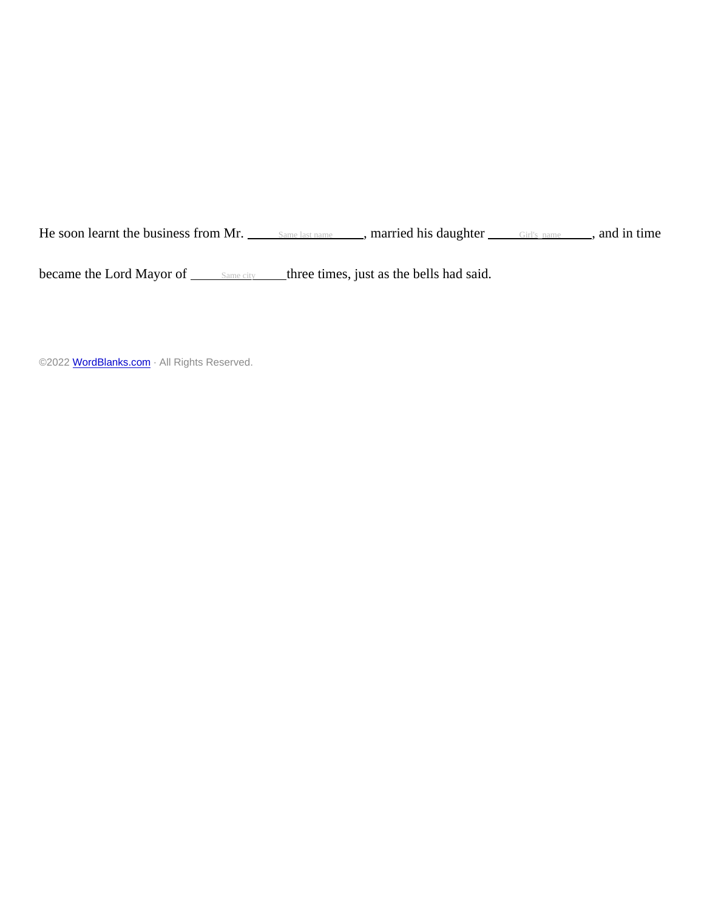He soon learnt the business from Mr. ______Same last name______, married his daughter ______Girl's_name______, and in time became the Lord Mayor of ______Same city______three times, just as the bells had said.

©2022 WordBlanks.com · All Rights Reserved.